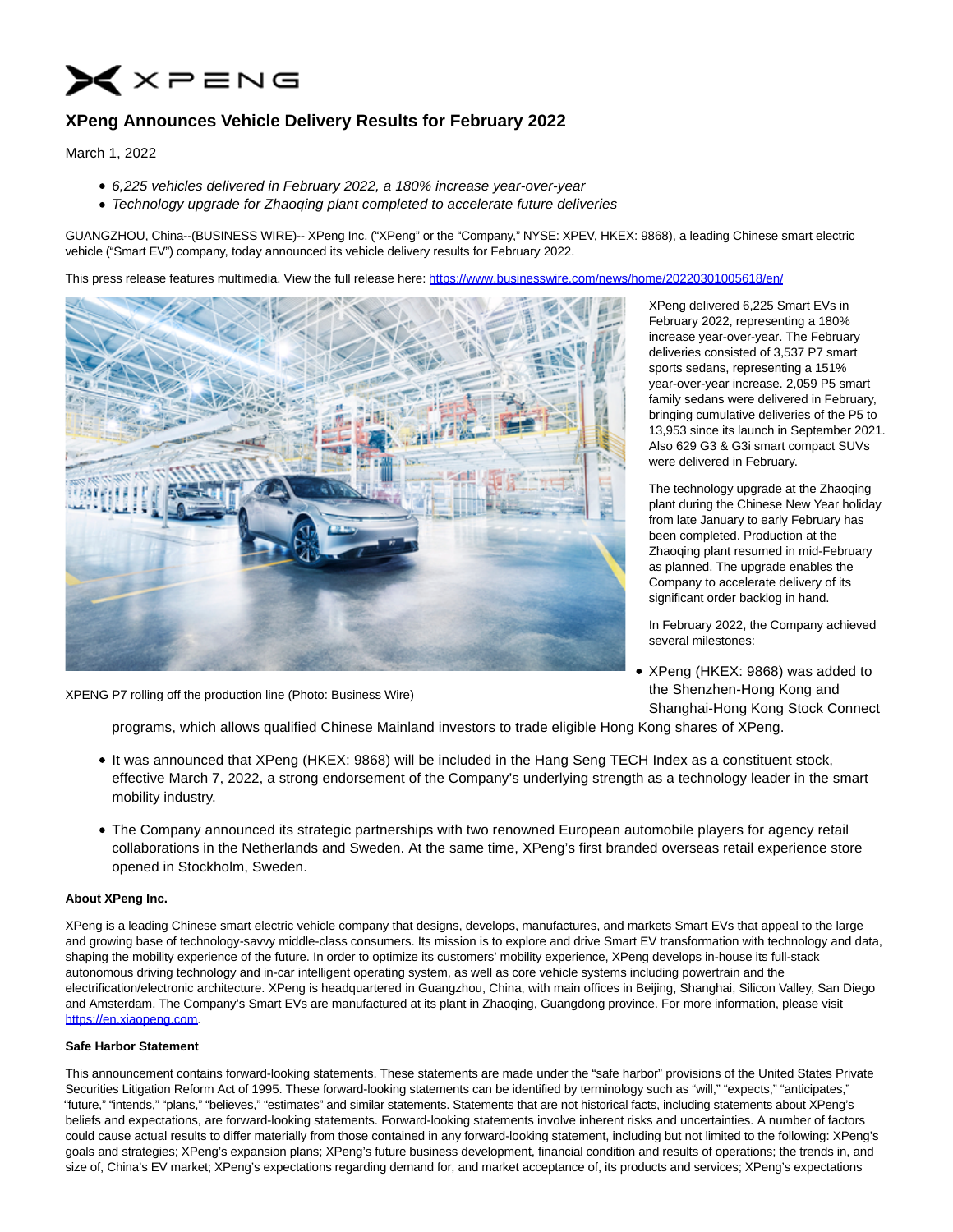# XPeng Announces Vehicle Delivery Results for February 2022

March 1, 2022

- *6,225 vehicles delivered in February 2022, a 180% increase year-over-year*
- *Technology upgrade for Zhaoqing plant completed to accelerate future deliveries*

GUANGZHOU, China--(BUSINESS WIRE)-- XPeng Inc. ("XPeng" or the "Company," NYSE: XPEV, HKEX: 9868), a leading Chinese smart electric vehicle ("Smart EV") company, today announced its vehicle delivery results for February 2022.

This press release features multimedia. View the full release here: https://www.businesswire.com/news/home/20220301005618/en/

XPENG P7 rolling off the production line (Photo: Business Wire)

XPeng delivered 6,225 Smart EVs in February 2022, representing a 180% increase year-over-year. The February deliveries consisted of 3,537 P7 smart sports sedans, representing a 151% year-over-year increase. 2,059 P5 smart family sedans were delivered in February, bringing cumulative deliveries of the P5 to 13,953 since its launch in September 2021. Also 629 G3 & G3i smart compact SUVs were delivered in February.

The technology upgrade at the Zhaoqing plant during the Chinese New Year holiday from late January to early February has been completed. Production at the Zhaoqing plant resumed in mid-February as planned. The upgrade enables the Company to accelerate delivery of its significant order backlog in hand.

In February 2022, the Company achieved several milestones:

- XPeng (HKEX: 9868) was added to the Shenzhen-Hong Kong and Shanghai-Hong Kong Stock Connect programs, which allows qualified Chinese Mainland investors to trade eligible Hong Kong shares of XPeng.
- It was announced that XPeng (HKEX: 9868) will be included in the Hang Seng TECH Index as a constituent stock, effective March 7, 2022, a strong endorsement of the Company's underlying strength as a technology leader in the smart mobility industry.
- The Company announced its strategic partnerships with two renowned European automobile players for agency retail collaborations in the Netherlands and Sweden. At the same time, XPeng's first branded overseas retail experience store opened in Stockholm, Sweden.

**About XPeng Inc.**

XPeng is a leading Chinese smart electric vehicle company that designs, develops, manufactures, and markets Smart EVs that appeal to the large and growing base of technology-savvy middle-class consumers. Its mission is to explore and drive Smart EV transformation with technology and data, shaping the mobility experience of the future. In order to optimize its customers' mobility experience, XPeng develops in-house its full-stack autonomous driving technology and in-car intelligent operating system, as well as core vehicle systems including powertrain and the electrification/electronic architecture. XPeng is headquartered in Guangzhou, China, with main offices in Beijing, Shanghai, Silicon Valley, San Diego and Amsterdam. The Company's Smart EVs are manufactured at its plant in Zhaoqing, Guangdong province. For more information, please visit https://en.xiaopeng.com.

**Safe Harbor Statement**

This announcement contains forward-looking statements. These statements are made under the "safe harbor" provisions of the United States Private Securities Litigation Reform Act of 1995. These forward-looking statements can be identified by terminology such as "will," "expects," "anticipates," "future," "intends," "plans," "believes," "estimates" and similar statements. Statements that are not historical facts, including statements about XPeng's beliefs and expectations, are forward-looking statements. Forward-looking statements involve inherent risks and uncertainties. A number of factors could cause actual results to differ materially from those contained in any forward-looking statement, including but not limited to the following: XPeng's goals and strategies; XPeng's expansion plans; XPeng's future business development, financial condition and results of operations; the trends in, and size of, China's EV market; XPeng's expectations regarding demand for, and market acceptance of, its products and services; XPeng's expectations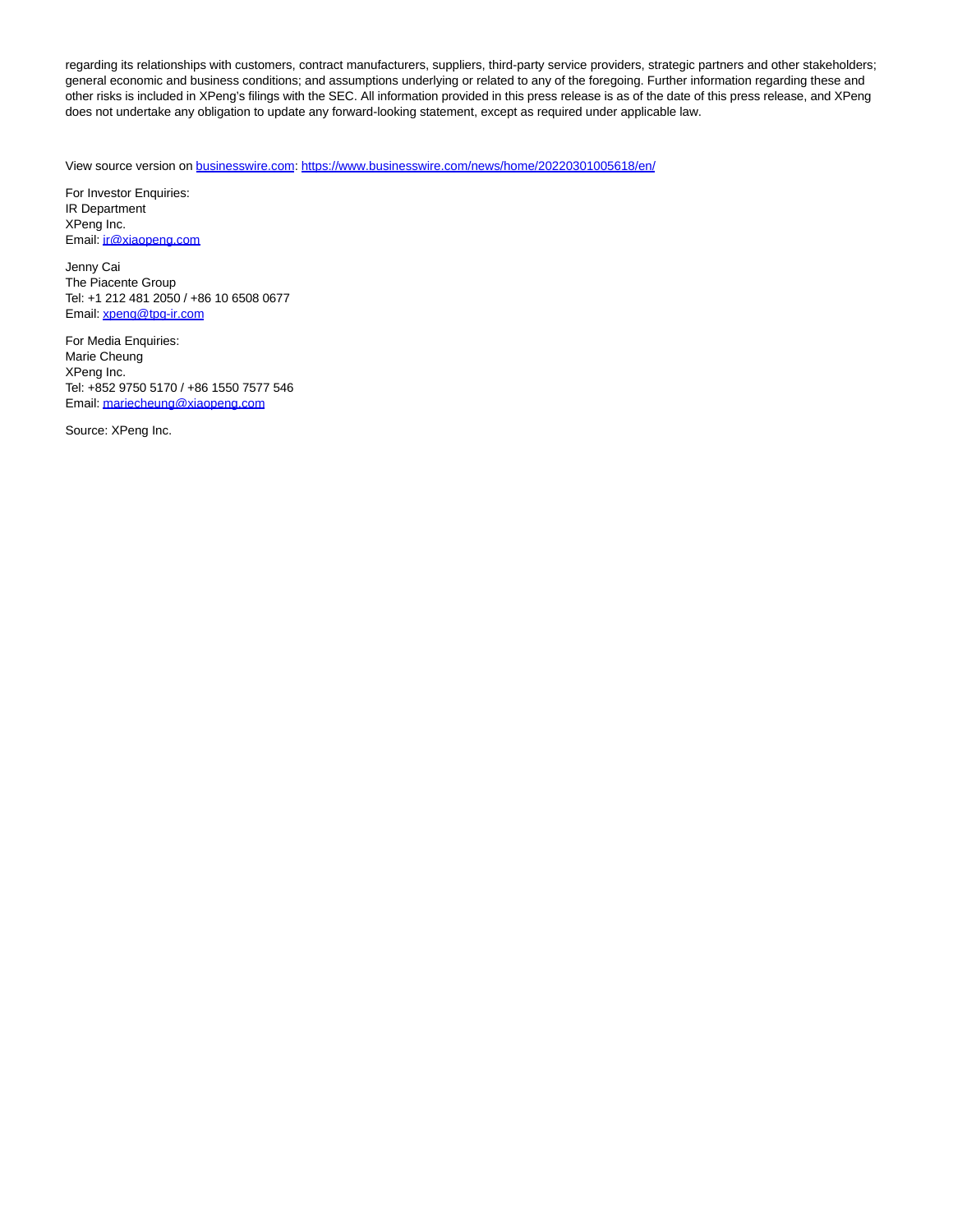regarding its relationships with customers, contract manufacturers, suppliers, third-party service providers, strategic partners and other stakeholders; general economic and business conditions; and assumptions underlying or related to any of the foregoing. Further information regarding these and other risks is included in XPeng's filings with the SEC. All information provided in this press release is as of the date of this press release, and XPeng does not undertake any obligation to update any forward-looking statement, except as required under applicable law.

View source version on businesswire.com: https://www.businesswire.com/news/home/20220301005618/en/

For Investor Enquiries:
IR Department
XPeng Inc.
Email: ir@xiaopeng.com

Jenny Cai
The Piacente Group
Tel: +1 212 481 2050 / +86 10 6508 0677
Email: xpeng@tpg-ir.com

For Media Enquiries:
Marie Cheung
XPeng Inc.
Tel: +852 9750 5170 / +86 1550 7577 546
Email: mariecheung@xiaopeng.com

Source: XPeng Inc.